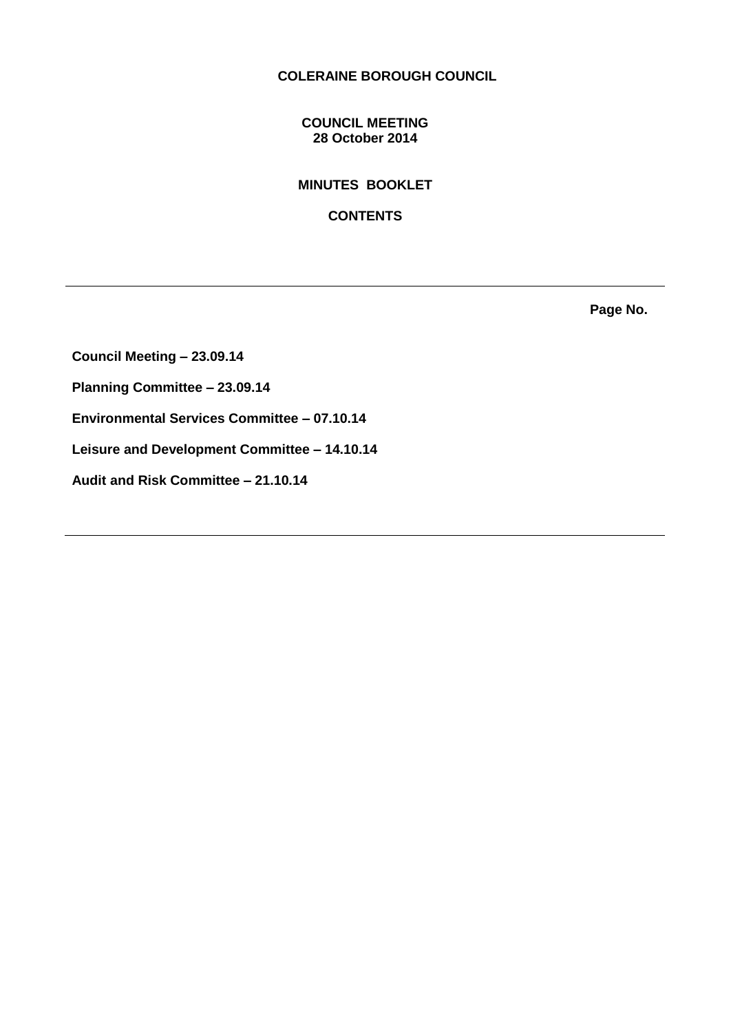# COLERAINE BOROUGH COUNCIL

## COUNCIL MEETING
## 28 October 2014

## MINUTES BOOKLET

## CONTENTS

---

| | Page No. |
|---|---|
| **Council Meeting – 23.09.14** | |
| **Planning Committee – 23.09.14** | |
| **Environmental Services Committee – 07.10.14** | |
| **Leisure and Development Committee – 14.10.14** | |
| **Audit and Risk Committee – 21.10.14** | |

---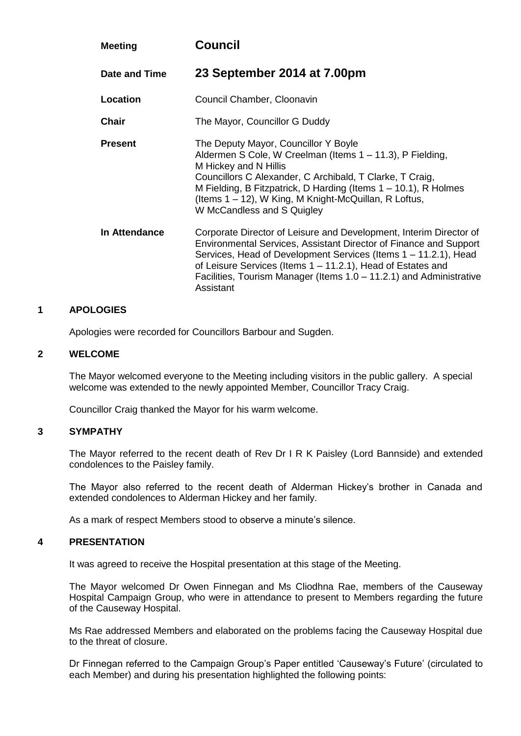| | |
|---|---|
| **Meeting** | **Council** |
| **Date and Time** | **23 September 2014 at 7.00pm** |
| **Location** | Council Chamber, Cloonavin |
| **Chair** | The Mayor, Councillor G Duddy |
| **Present** | The Deputy Mayor, Councillor Y Boyle<br>Aldermen S Cole, W Creelman (Items 1 – 11.3), P Fielding, M Hickey and N Hillis<br>Councillors C Alexander, C Archibald, T Clarke, T Craig, M Fielding, B Fitzpatrick, D Harding (Items 1 – 10.1), R Holmes (Items 1 – 12), W King, M Knight-McQuillan, R Loftus, W McCandless and S Quigley |
| **In Attendance** | Corporate Director of Leisure and Development, Interim Director of Environmental Services, Assistant Director of Finance and Support Services, Head of Development Services (Items 1 – 11.2.1), Head of Leisure Services (Items 1 – 11.2.1), Head of Estates and Facilities, Tourism Manager (Items 1.0 – 11.2.1) and Administrative Assistant |

## 1 APOLOGIES

Apologies were recorded for Councillors Barbour and Sugden.

## 2 WELCOME

The Mayor welcomed everyone to the Meeting including visitors in the public gallery. A special welcome was extended to the newly appointed Member, Councillor Tracy Craig.

Councillor Craig thanked the Mayor for his warm welcome.

## 3 SYMPATHY

The Mayor referred to the recent death of Rev Dr I R K Paisley (Lord Bannside) and extended condolences to the Paisley family.

The Mayor also referred to the recent death of Alderman Hickey's brother in Canada and extended condolences to Alderman Hickey and her family.

As a mark of respect Members stood to observe a minute's silence.

## 4 PRESENTATION

It was agreed to receive the Hospital presentation at this stage of the Meeting.

The Mayor welcomed Dr Owen Finnegan and Ms Cliodhna Rae, members of the Causeway Hospital Campaign Group, who were in attendance to present to Members regarding the future of the Causeway Hospital.

Ms Rae addressed Members and elaborated on the problems facing the Causeway Hospital due to the threat of closure.

Dr Finnegan referred to the Campaign Group's Paper entitled 'Causeway's Future' (circulated to each Member) and during his presentation highlighted the following points: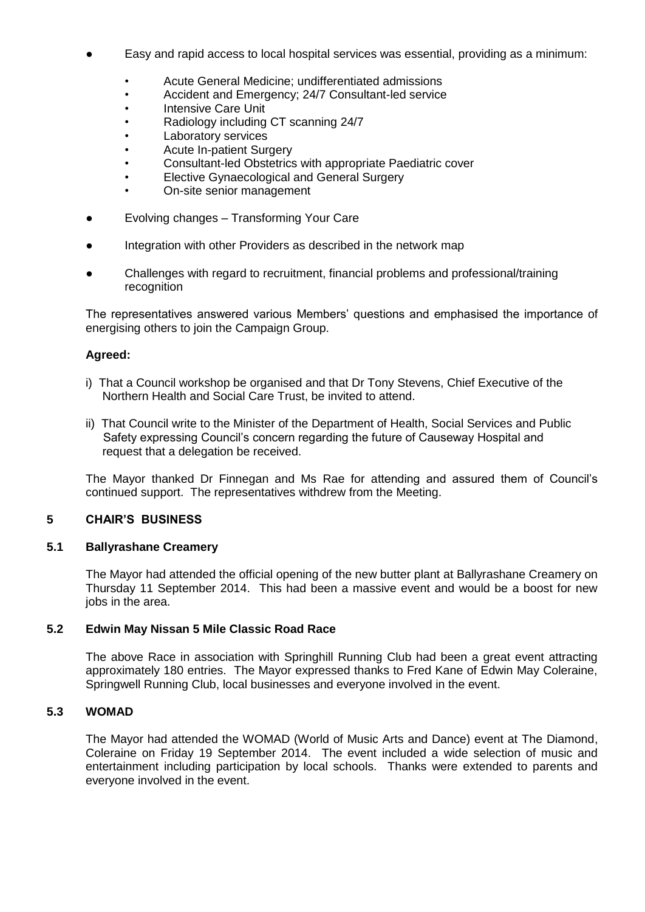- Easy and rapid access to local hospital services was essential, providing as a minimum:
    - Acute General Medicine; undifferentiated admissions
    - Accident and Emergency; 24/7 Consultant-led service
    - Intensive Care Unit
    - Radiology including CT scanning 24/7
    - Laboratory services
    - Acute In-patient Surgery
    - Consultant-led Obstetrics with appropriate Paediatric cover
    - Elective Gynaecological and General Surgery
    - On-site senior management
- Evolving changes – Transforming Your Care
- Integration with other Providers as described in the network map
- Challenges with regard to recruitment, financial problems and professional/training recognition

The representatives answered various Members' questions and emphasised the importance of energising others to join the Campaign Group.

**Agreed:**

i) That a Council workshop be organised and that Dr Tony Stevens, Chief Executive of the Northern Health and Social Care Trust, be invited to attend.

ii) That Council write to the Minister of the Department of Health, Social Services and Public Safety expressing Council's concern regarding the future of Causeway Hospital and request that a delegation be received.

The Mayor thanked Dr Finnegan and Ms Rae for attending and assured them of Council's continued support. The representatives withdrew from the Meeting.

## 5 CHAIR'S BUSINESS

### 5.1 Ballyrashane Creamery

The Mayor had attended the official opening of the new butter plant at Ballyrashane Creamery on Thursday 11 September 2014. This had been a massive event and would be a boost for new jobs in the area.

### 5.2 Edwin May Nissan 5 Mile Classic Road Race

The above Race in association with Springhill Running Club had been a great event attracting approximately 180 entries. The Mayor expressed thanks to Fred Kane of Edwin May Coleraine, Springwell Running Club, local businesses and everyone involved in the event.

### 5.3 WOMAD

The Mayor had attended the WOMAD (World of Music Arts and Dance) event at The Diamond, Coleraine on Friday 19 September 2014. The event included a wide selection of music and entertainment including participation by local schools. Thanks were extended to parents and everyone involved in the event.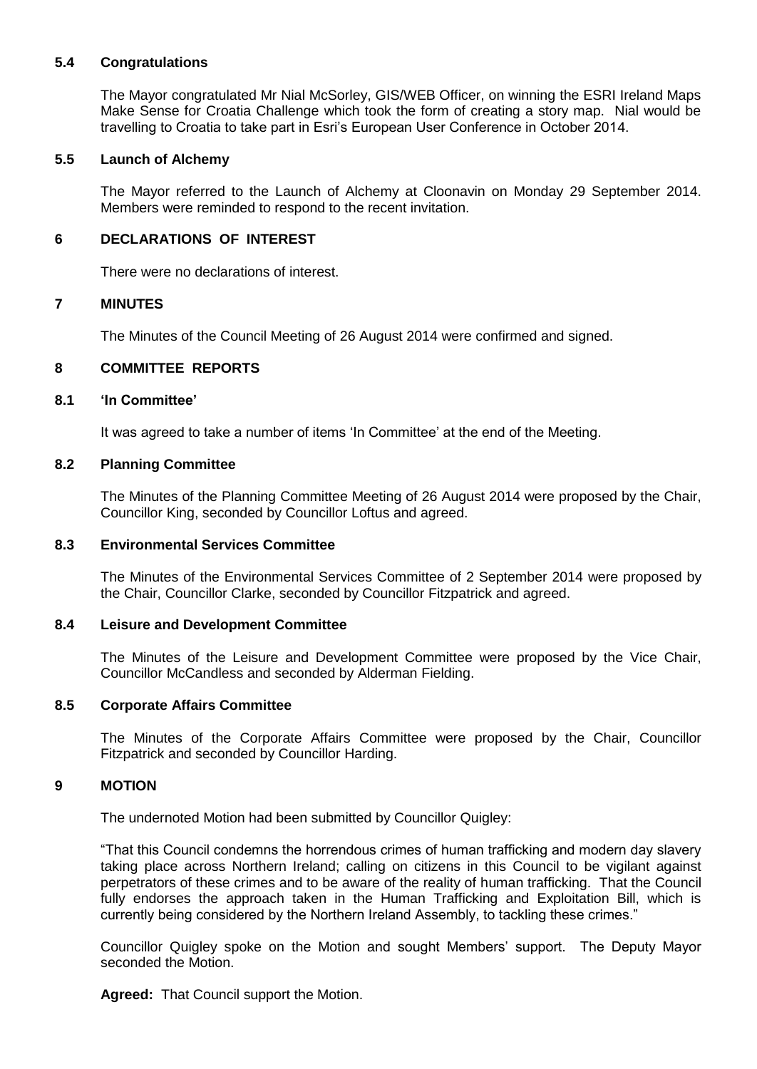### 5.4 Congratulations

The Mayor congratulated Mr Nial McSorley, GIS/WEB Officer, on winning the ESRI Ireland Maps Make Sense for Croatia Challenge which took the form of creating a story map. Nial would be travelling to Croatia to take part in Esri's European User Conference in October 2014.

### 5.5 Launch of Alchemy

The Mayor referred to the Launch of Alchemy at Cloonavin on Monday 29 September 2014. Members were reminded to respond to the recent invitation.

## 6 DECLARATIONS OF INTEREST

There were no declarations of interest.

## 7 MINUTES

The Minutes of the Council Meeting of 26 August 2014 were confirmed and signed.

## 8 COMMITTEE REPORTS

### 8.1 'In Committee'

It was agreed to take a number of items 'In Committee' at the end of the Meeting.

### 8.2 Planning Committee

The Minutes of the Planning Committee Meeting of 26 August 2014 were proposed by the Chair, Councillor King, seconded by Councillor Loftus and agreed.

### 8.3 Environmental Services Committee

The Minutes of the Environmental Services Committee of 2 September 2014 were proposed by the Chair, Councillor Clarke, seconded by Councillor Fitzpatrick and agreed.

### 8.4 Leisure and Development Committee

The Minutes of the Leisure and Development Committee were proposed by the Vice Chair, Councillor McCandless and seconded by Alderman Fielding.

### 8.5 Corporate Affairs Committee

The Minutes of the Corporate Affairs Committee were proposed by the Chair, Councillor Fitzpatrick and seconded by Councillor Harding.

## 9 MOTION

The undernoted Motion had been submitted by Councillor Quigley:

"That this Council condemns the horrendous crimes of human trafficking and modern day slavery taking place across Northern Ireland; calling on citizens in this Council to be vigilant against perpetrators of these crimes and to be aware of the reality of human trafficking. That the Council fully endorses the approach taken in the Human Trafficking and Exploitation Bill, which is currently being considered by the Northern Ireland Assembly, to tackling these crimes."

Councillor Quigley spoke on the Motion and sought Members' support. The Deputy Mayor seconded the Motion.

**Agreed:** That Council support the Motion.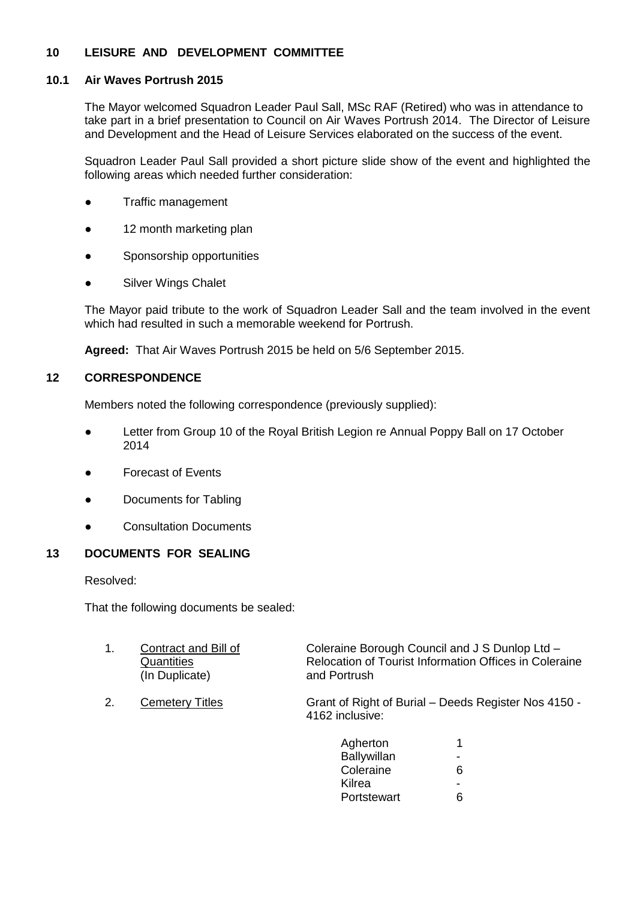## 10 LEISURE AND DEVELOPMENT COMMITTEE

### 10.1 Air Waves Portrush 2015

The Mayor welcomed Squadron Leader Paul Sall, MSc RAF (Retired) who was in attendance to take part in a brief presentation to Council on Air Waves Portrush 2014. The Director of Leisure and Development and the Head of Leisure Services elaborated on the success of the event.

Squadron Leader Paul Sall provided a short picture slide show of the event and highlighted the following areas which needed further consideration:

- Traffic management
- 12 month marketing plan
- Sponsorship opportunities
- Silver Wings Chalet

The Mayor paid tribute to the work of Squadron Leader Sall and the team involved in the event which had resulted in such a memorable weekend for Portrush.

**Agreed:** That Air Waves Portrush 2015 be held on 5/6 September 2015.

## 12 CORRESPONDENCE

Members noted the following correspondence (previously supplied):

- Letter from Group 10 of the Royal British Legion re Annual Poppy Ball on 17 October 2014
- Forecast of Events
- Documents for Tabling
- Consultation Documents

## 13 DOCUMENTS FOR SEALING

Resolved:

That the following documents be sealed:

1. Contract and Bill of Quantities (In Duplicate) — Coleraine Borough Council and J S Dunlop Ltd – Relocation of Tourist Information Offices in Coleraine and Portrush

2. Cemetery Titles — Grant of Right of Burial – Deeds Register Nos 4150 - 4162 inclusive:

| | |
|---|---|
| Agherton | 1 |
| Ballywillan | - |
| Coleraine | 6 |
| Kilrea | - |
| Portstewart | 6 |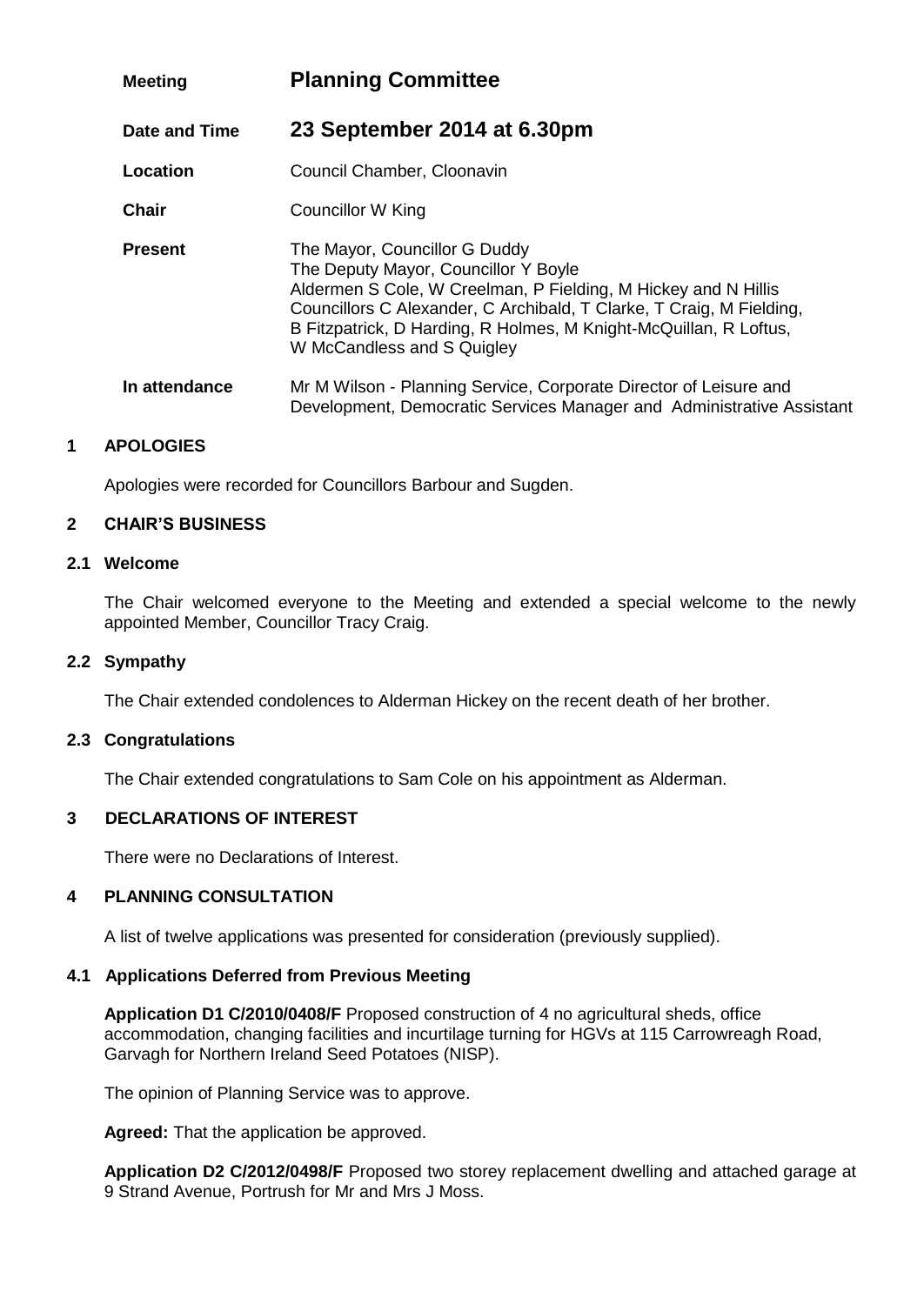| | |
|---|---|
| **Meeting** | **Planning Committee** |
| **Date and Time** | **23 September 2014 at 6.30pm** |
| **Location** | Council Chamber, Cloonavin |
| **Chair** | Councillor W King |
| **Present** | The Mayor, Councillor G Duddy<br>The Deputy Mayor, Councillor Y Boyle<br>Aldermen S Cole, W Creelman, P Fielding, M Hickey and N Hillis<br>Councillors C Alexander, C Archibald, T Clarke, T Craig, M Fielding, B Fitzpatrick, D Harding, R Holmes, M Knight-McQuillan, R Loftus, W McCandless and S Quigley |
| **In attendance** | Mr M Wilson - Planning Service, Corporate Director of Leisure and Development, Democratic Services Manager and Administrative Assistant |

## 1 APOLOGIES

Apologies were recorded for Councillors Barbour and Sugden.

## 2 CHAIR'S BUSINESS

### 2.1 Welcome

The Chair welcomed everyone to the Meeting and extended a special welcome to the newly appointed Member, Councillor Tracy Craig.

### 2.2 Sympathy

The Chair extended condolences to Alderman Hickey on the recent death of her brother.

### 2.3 Congratulations

The Chair extended congratulations to Sam Cole on his appointment as Alderman.

## 3 DECLARATIONS OF INTEREST

There were no Declarations of Interest.

## 4 PLANNING CONSULTATION

A list of twelve applications was presented for consideration (previously supplied).

### 4.1 Applications Deferred from Previous Meeting

**Application D1 C/2010/0408/F** Proposed construction of 4 no agricultural sheds, office accommodation, changing facilities and incurtilage turning for HGVs at 115 Carrowreagh Road, Garvagh for Northern Ireland Seed Potatoes (NISP).

The opinion of Planning Service was to approve.

**Agreed:** That the application be approved.

**Application D2 C/2012/0498/F** Proposed two storey replacement dwelling and attached garage at 9 Strand Avenue, Portrush for Mr and Mrs J Moss.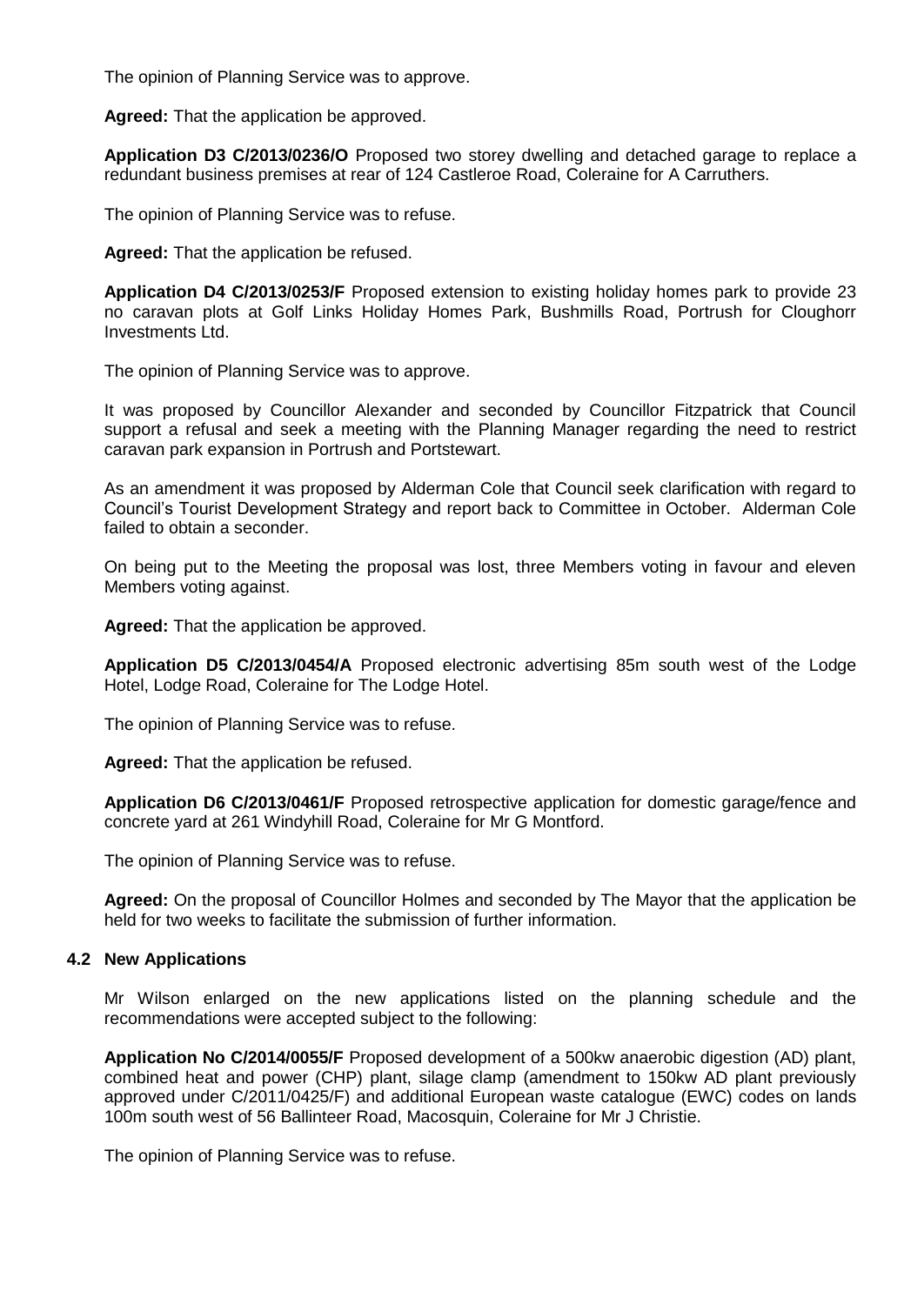The opinion of Planning Service was to approve.

**Agreed:** That the application be approved.

**Application D3 C/2013/0236/O** Proposed two storey dwelling and detached garage to replace a redundant business premises at rear of 124 Castleroe Road, Coleraine for A Carruthers.

The opinion of Planning Service was to refuse.

**Agreed:** That the application be refused.

**Application D4 C/2013/0253/F** Proposed extension to existing holiday homes park to provide 23 no caravan plots at Golf Links Holiday Homes Park, Bushmills Road, Portrush for Cloughorr Investments Ltd.

The opinion of Planning Service was to approve.

It was proposed by Councillor Alexander and seconded by Councillor Fitzpatrick that Council support a refusal and seek a meeting with the Planning Manager regarding the need to restrict caravan park expansion in Portrush and Portstewart.

As an amendment it was proposed by Alderman Cole that Council seek clarification with regard to Council's Tourist Development Strategy and report back to Committee in October. Alderman Cole failed to obtain a seconder.

On being put to the Meeting the proposal was lost, three Members voting in favour and eleven Members voting against.

**Agreed:** That the application be approved.

**Application D5 C/2013/0454/A** Proposed electronic advertising 85m south west of the Lodge Hotel, Lodge Road, Coleraine for The Lodge Hotel.

The opinion of Planning Service was to refuse.

**Agreed:** That the application be refused.

**Application D6 C/2013/0461/F** Proposed retrospective application for domestic garage/fence and concrete yard at 261 Windyhill Road, Coleraine for Mr G Montford.

The opinion of Planning Service was to refuse.

**Agreed:** On the proposal of Councillor Holmes and seconded by The Mayor that the application be held for two weeks to facilitate the submission of further information.

### 4.2 New Applications

Mr Wilson enlarged on the new applications listed on the planning schedule and the recommendations were accepted subject to the following:

**Application No C/2014/0055/F** Proposed development of a 500kw anaerobic digestion (AD) plant, combined heat and power (CHP) plant, silage clamp (amendment to 150kw AD plant previously approved under C/2011/0425/F) and additional European waste catalogue (EWC) codes on lands 100m south west of 56 Ballinteer Road, Macosquin, Coleraine for Mr J Christie.

The opinion of Planning Service was to refuse.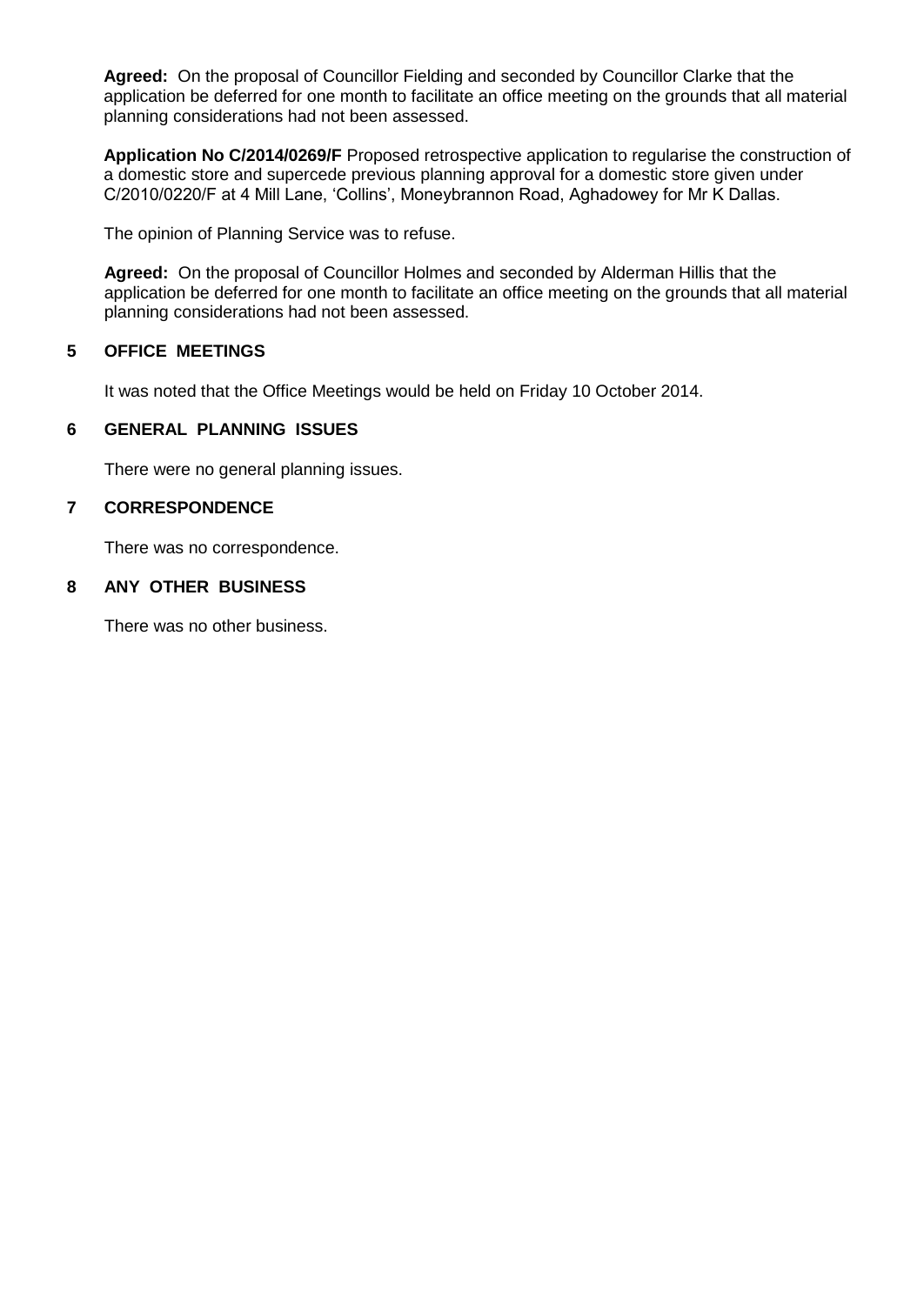**Agreed:** On the proposal of Councillor Fielding and seconded by Councillor Clarke that the application be deferred for one month to facilitate an office meeting on the grounds that all material planning considerations had not been assessed.

**Application No C/2014/0269/F** Proposed retrospective application to regularise the construction of a domestic store and supercede previous planning approval for a domestic store given under C/2010/0220/F at 4 Mill Lane, 'Collins', Moneybrannon Road, Aghadowey for Mr K Dallas.

The opinion of Planning Service was to refuse.

**Agreed:** On the proposal of Councillor Holmes and seconded by Alderman Hillis that the application be deferred for one month to facilitate an office meeting on the grounds that all material planning considerations had not been assessed.

## 5 OFFICE MEETINGS

It was noted that the Office Meetings would be held on Friday 10 October 2014.

## 6 GENERAL PLANNING ISSUES

There were no general planning issues.

## 7 CORRESPONDENCE

There was no correspondence.

## 8 ANY OTHER BUSINESS

There was no other business.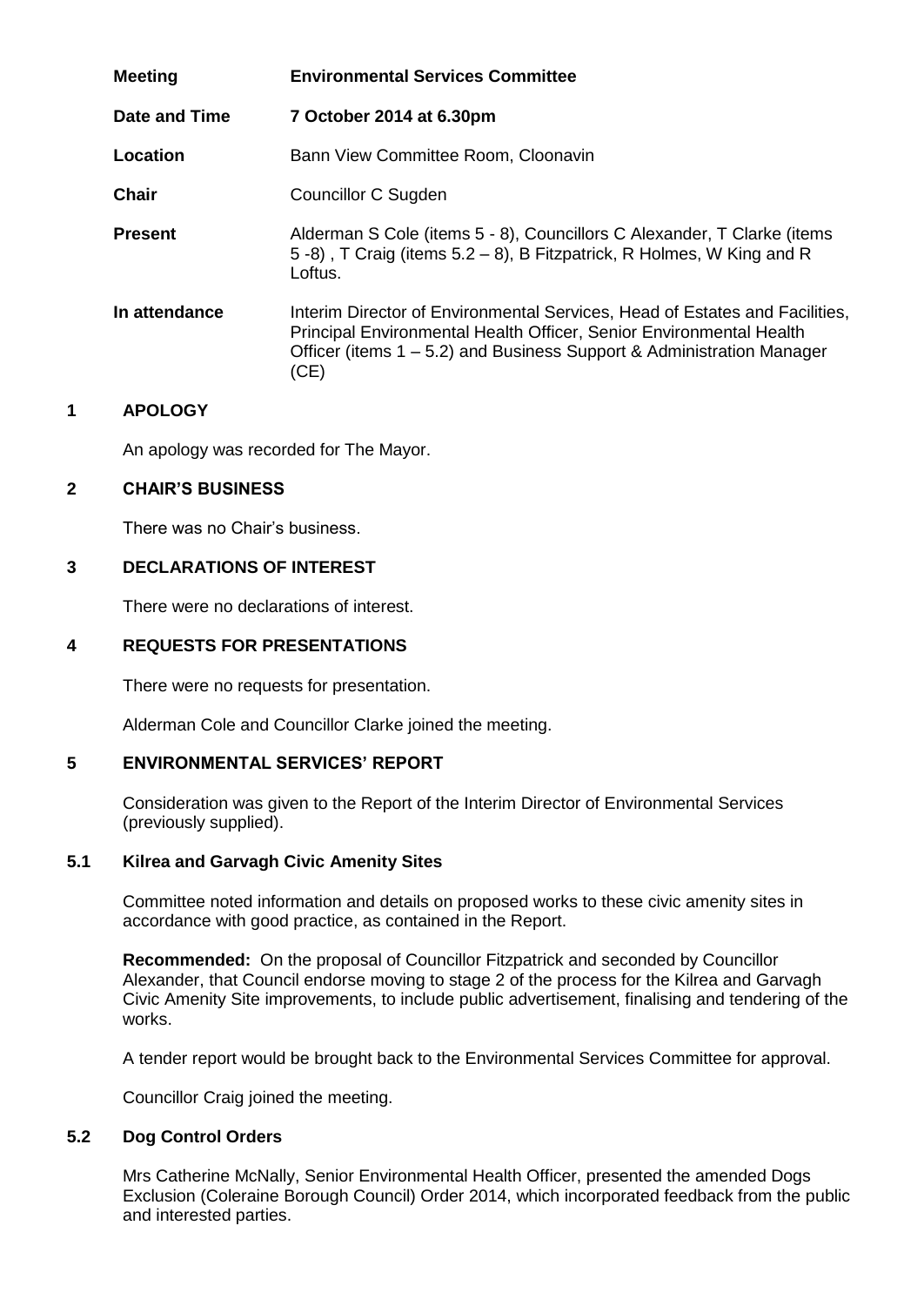| | |
|---|---|
| **Meeting** | **Environmental Services Committee** |
| **Date and Time** | **7 October 2014 at 6.30pm** |
| **Location** | Bann View Committee Room, Cloonavin |
| **Chair** | Councillor C Sugden |
| **Present** | Alderman S Cole (items 5 - 8), Councillors C Alexander, T Clarke (items 5 -8) , T Craig (items 5.2 – 8), B Fitzpatrick, R Holmes, W King and R Loftus. |
| **In attendance** | Interim Director of Environmental Services, Head of Estates and Facilities, Principal Environmental Health Officer, Senior Environmental Health Officer (items 1 – 5.2) and Business Support & Administration Manager (CE) |

## 1 APOLOGY

An apology was recorded for The Mayor.

## 2 CHAIR'S BUSINESS

There was no Chair's business.

## 3 DECLARATIONS OF INTEREST

There were no declarations of interest.

## 4 REQUESTS FOR PRESENTATIONS

There were no requests for presentation.

Alderman Cole and Councillor Clarke joined the meeting.

## 5 ENVIRONMENTAL SERVICES' REPORT

Consideration was given to the Report of the Interim Director of Environmental Services (previously supplied).

### 5.1 Kilrea and Garvagh Civic Amenity Sites

Committee noted information and details on proposed works to these civic amenity sites in accordance with good practice, as contained in the Report.

**Recommended:** On the proposal of Councillor Fitzpatrick and seconded by Councillor Alexander, that Council endorse moving to stage 2 of the process for the Kilrea and Garvagh Civic Amenity Site improvements, to include public advertisement, finalising and tendering of the works.

A tender report would be brought back to the Environmental Services Committee for approval.

Councillor Craig joined the meeting.

### 5.2 Dog Control Orders

Mrs Catherine McNally, Senior Environmental Health Officer, presented the amended Dogs Exclusion (Coleraine Borough Council) Order 2014, which incorporated feedback from the public and interested parties.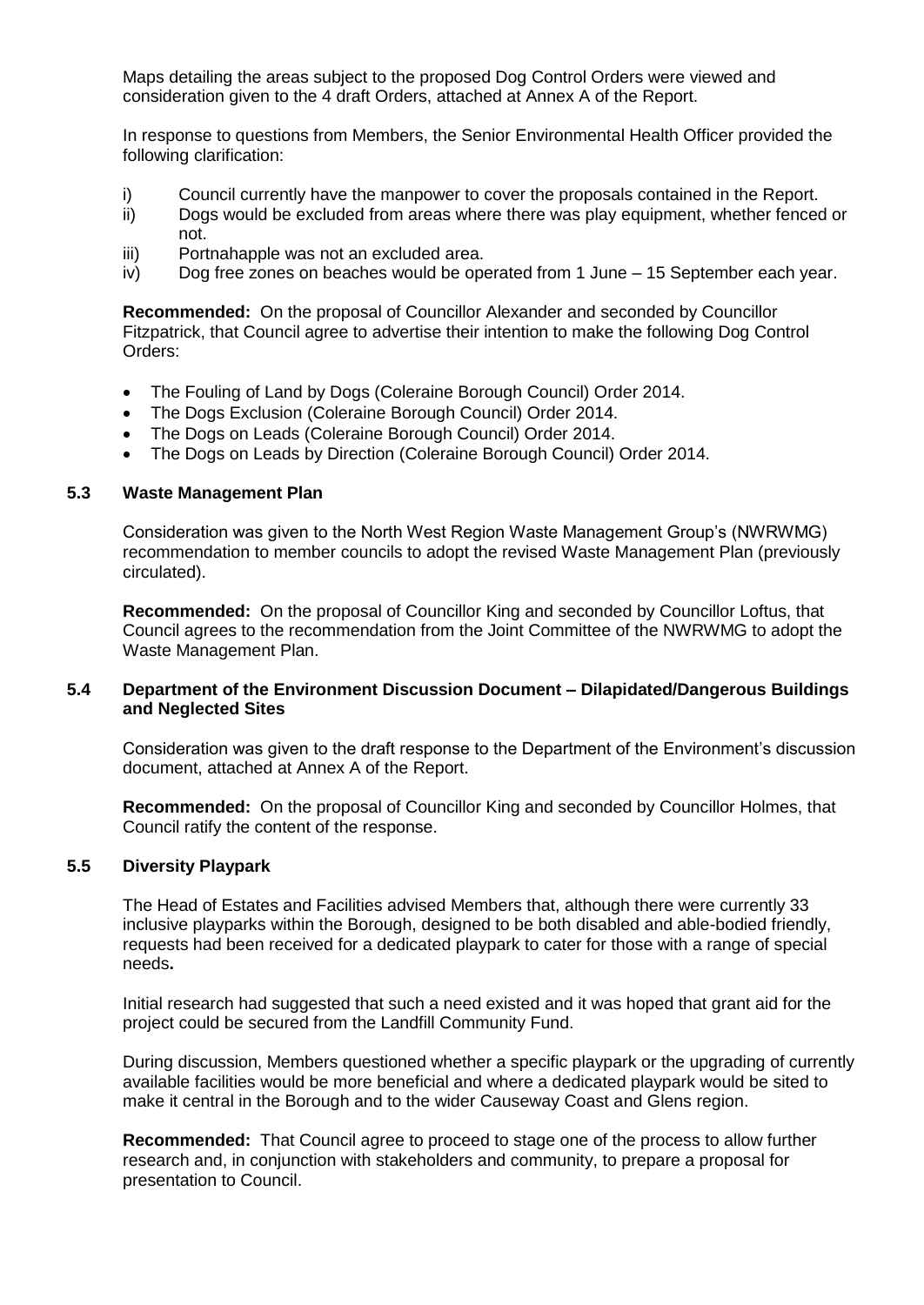Maps detailing the areas subject to the proposed Dog Control Orders were viewed and consideration given to the 4 draft Orders, attached at Annex A of the Report.

In response to questions from Members, the Senior Environmental Health Officer provided the following clarification:

i) Council currently have the manpower to cover the proposals contained in the Report.
ii) Dogs would be excluded from areas where there was play equipment, whether fenced or not.
iii) Portnahapple was not an excluded area.
iv) Dog free zones on beaches would be operated from 1 June – 15 September each year.

**Recommended:** On the proposal of Councillor Alexander and seconded by Councillor Fitzpatrick, that Council agree to advertise their intention to make the following Dog Control Orders:

- The Fouling of Land by Dogs (Coleraine Borough Council) Order 2014.
- The Dogs Exclusion (Coleraine Borough Council) Order 2014.
- The Dogs on Leads (Coleraine Borough Council) Order 2014.
- The Dogs on Leads by Direction (Coleraine Borough Council) Order 2014.

### 5.3 Waste Management Plan

Consideration was given to the North West Region Waste Management Group's (NWRWMG) recommendation to member councils to adopt the revised Waste Management Plan (previously circulated).

**Recommended:** On the proposal of Councillor King and seconded by Councillor Loftus, that Council agrees to the recommendation from the Joint Committee of the NWRWMG to adopt the Waste Management Plan.

### 5.4 Department of the Environment Discussion Document – Dilapidated/Dangerous Buildings and Neglected Sites

Consideration was given to the draft response to the Department of the Environment's discussion document, attached at Annex A of the Report.

**Recommended:** On the proposal of Councillor King and seconded by Councillor Holmes, that Council ratify the content of the response.

### 5.5 Diversity Playpark

The Head of Estates and Facilities advised Members that, although there were currently 33 inclusive playparks within the Borough, designed to be both disabled and able-bodied friendly, requests had been received for a dedicated playpark to cater for those with a range of special needs**.**

Initial research had suggested that such a need existed and it was hoped that grant aid for the project could be secured from the Landfill Community Fund.

During discussion, Members questioned whether a specific playpark or the upgrading of currently available facilities would be more beneficial and where a dedicated playpark would be sited to make it central in the Borough and to the wider Causeway Coast and Glens region.

**Recommended:** That Council agree to proceed to stage one of the process to allow further research and, in conjunction with stakeholders and community, to prepare a proposal for presentation to Council.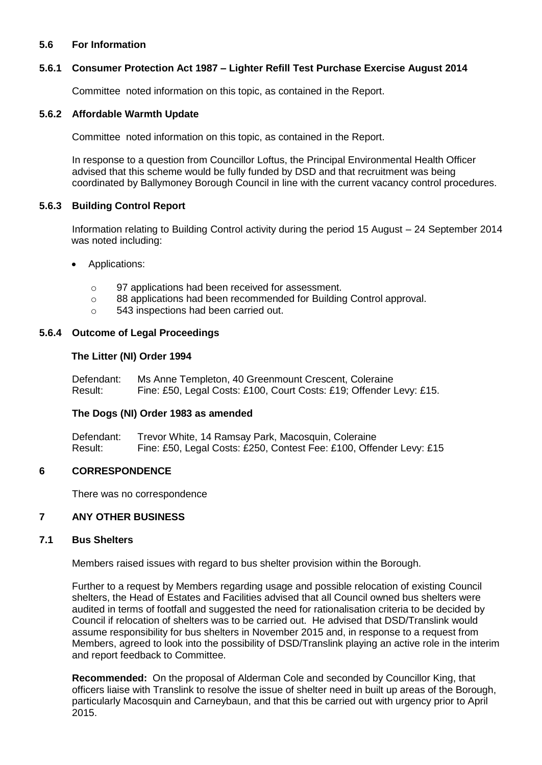### 5.6 For Information

#### 5.6.1 Consumer Protection Act 1987 – Lighter Refill Test Purchase Exercise August 2014

Committee noted information on this topic, as contained in the Report.

#### 5.6.2 Affordable Warmth Update

Committee noted information on this topic, as contained in the Report.

In response to a question from Councillor Loftus, the Principal Environmental Health Officer advised that this scheme would be fully funded by DSD and that recruitment was being coordinated by Ballymoney Borough Council in line with the current vacancy control procedures.

#### 5.6.3 Building Control Report

Information relating to Building Control activity during the period 15 August – 24 September 2014 was noted including:

- Applications:
  - 97 applications had been received for assessment.
  - 88 applications had been recommended for Building Control approval.
  - 543 inspections had been carried out.

#### 5.6.4 Outcome of Legal Proceedings

**The Litter (NI) Order 1994**

Defendant: Ms Anne Templeton, 40 Greenmount Crescent, Coleraine
Result: Fine: £50, Legal Costs: £100, Court Costs: £19; Offender Levy: £15.

**The Dogs (NI) Order 1983 as amended**

Defendant: Trevor White, 14 Ramsay Park, Macosquin, Coleraine
Result: Fine: £50, Legal Costs: £250, Contest Fee: £100, Offender Levy: £15

## 6 CORRESPONDENCE

There was no correspondence

## 7 ANY OTHER BUSINESS

### 7.1 Bus Shelters

Members raised issues with regard to bus shelter provision within the Borough.

Further to a request by Members regarding usage and possible relocation of existing Council shelters, the Head of Estates and Facilities advised that all Council owned bus shelters were audited in terms of footfall and suggested the need for rationalisation criteria to be decided by Council if relocation of shelters was to be carried out. He advised that DSD/Translink would assume responsibility for bus shelters in November 2015 and, in response to a request from Members, agreed to look into the possibility of DSD/Translink playing an active role in the interim and report feedback to Committee.

**Recommended:** On the proposal of Alderman Cole and seconded by Councillor King, that officers liaise with Translink to resolve the issue of shelter need in built up areas of the Borough, particularly Macosquin and Carneybaun, and that this be carried out with urgency prior to April 2015.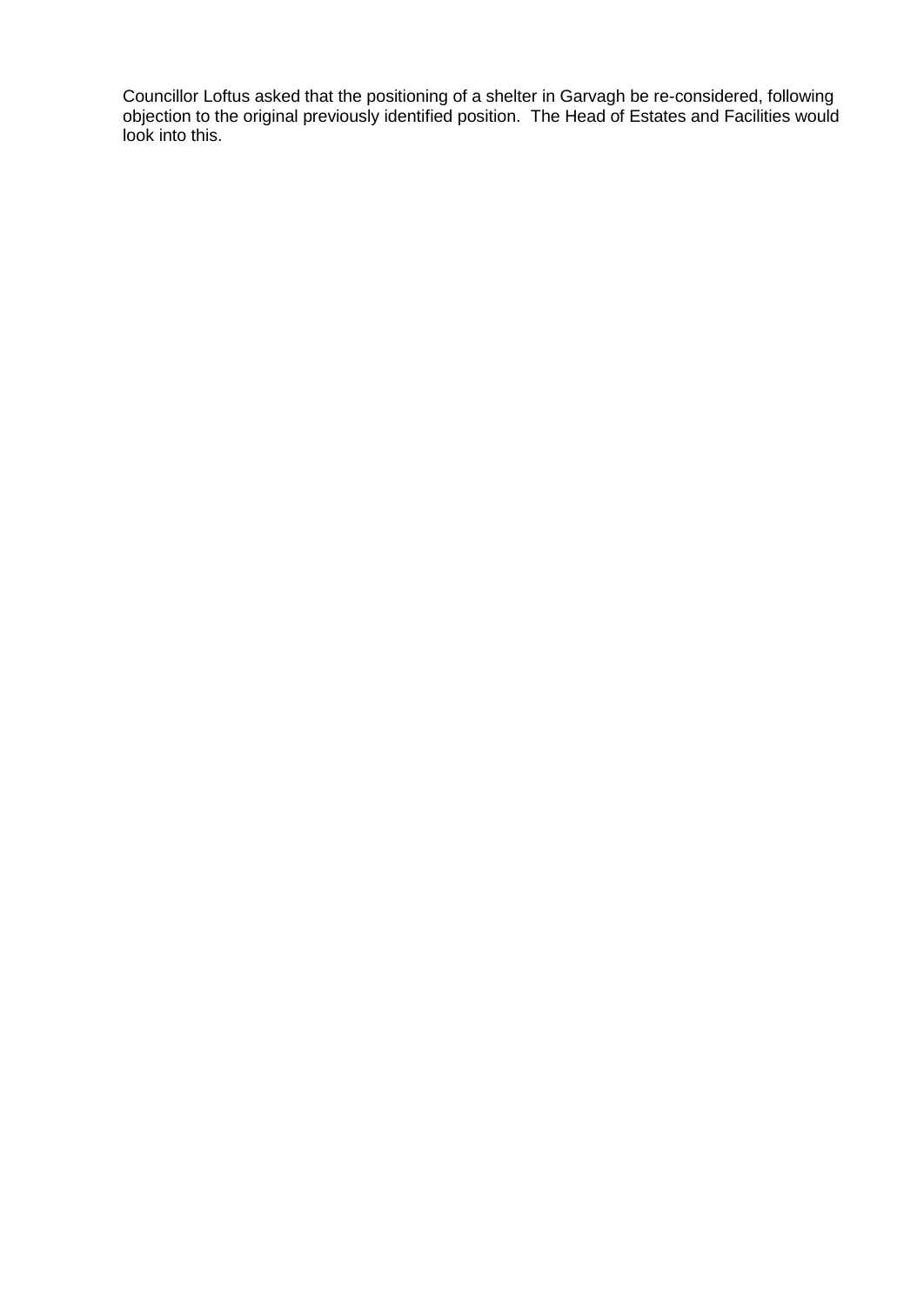Councillor Loftus asked that the positioning of a shelter in Garvagh be re-considered, following objection to the original previously identified position. The Head of Estates and Facilities would look into this.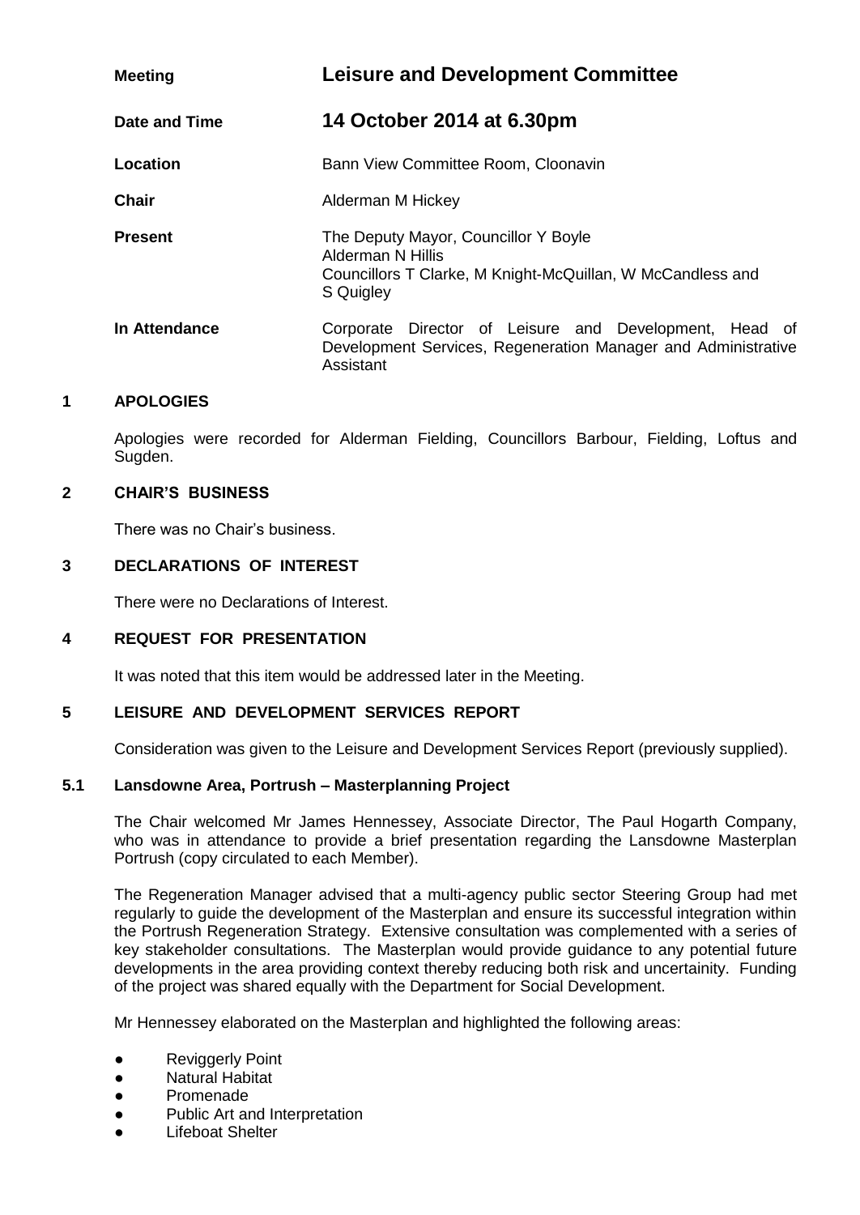| | |
|---|---|
| **Meeting** | **Leisure and Development Committee** |
| **Date and Time** | **14 October 2014 at 6.30pm** |
| **Location** | Bann View Committee Room, Cloonavin |
| **Chair** | Alderman M Hickey |
| **Present** | The Deputy Mayor, Councillor Y Boyle<br>Alderman N Hillis<br>Councillors T Clarke, M Knight-McQuillan, W McCandless and S Quigley |
| **In Attendance** | Corporate Director of Leisure and Development, Head of Development Services, Regeneration Manager and Administrative Assistant |

## 1 APOLOGIES

Apologies were recorded for Alderman Fielding, Councillors Barbour, Fielding, Loftus and Sugden.

## 2 CHAIR'S BUSINESS

There was no Chair's business.

## 3 DECLARATIONS OF INTEREST

There were no Declarations of Interest.

## 4 REQUEST FOR PRESENTATION

It was noted that this item would be addressed later in the Meeting.

## 5 LEISURE AND DEVELOPMENT SERVICES REPORT

Consideration was given to the Leisure and Development Services Report (previously supplied).

### 5.1 Lansdowne Area, Portrush – Masterplanning Project

The Chair welcomed Mr James Hennessey, Associate Director, The Paul Hogarth Company, who was in attendance to provide a brief presentation regarding the Lansdowne Masterplan Portrush (copy circulated to each Member).

The Regeneration Manager advised that a multi-agency public sector Steering Group had met regularly to guide the development of the Masterplan and ensure its successful integration within the Portrush Regeneration Strategy. Extensive consultation was complemented with a series of key stakeholder consultations. The Masterplan would provide guidance to any potential future developments in the area providing context thereby reducing both risk and uncertainity. Funding of the project was shared equally with the Department for Social Development.

Mr Hennessey elaborated on the Masterplan and highlighted the following areas:

- Reviggerly Point
- Natural Habitat
- Promenade
- Public Art and Interpretation
- Lifeboat Shelter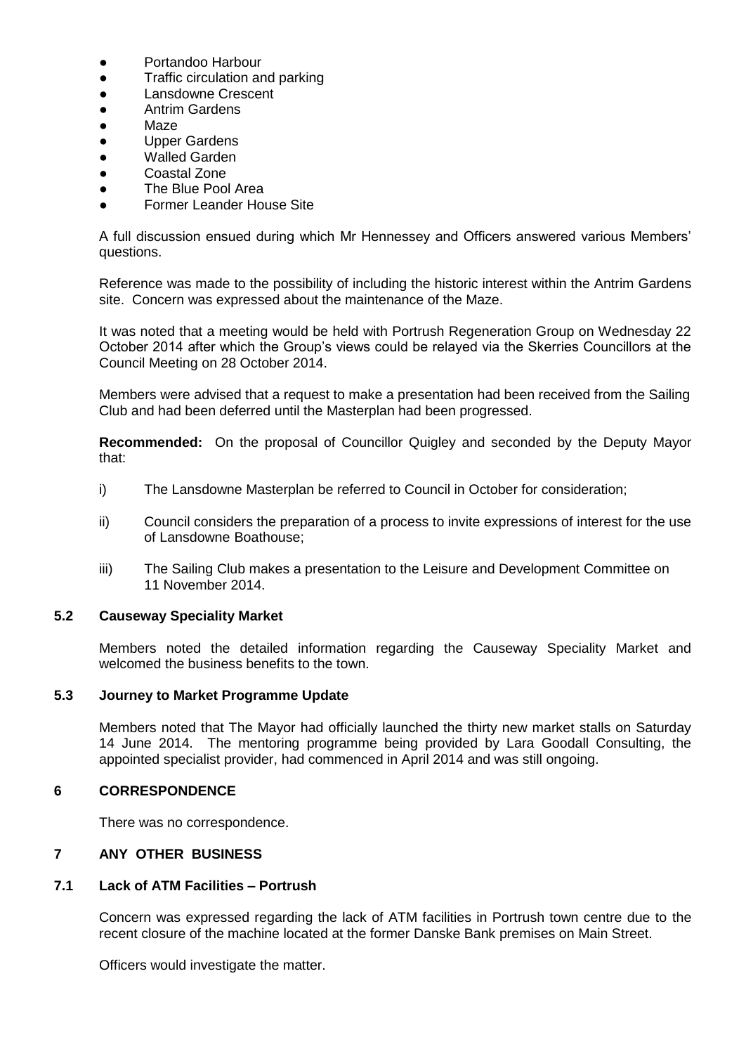- Portandoo Harbour
- Traffic circulation and parking
- Lansdowne Crescent
- Antrim Gardens
- Maze
- Upper Gardens
- Walled Garden
- Coastal Zone
- The Blue Pool Area
- Former Leander House Site

A full discussion ensued during which Mr Hennessey and Officers answered various Members' questions.

Reference was made to the possibility of including the historic interest within the Antrim Gardens site. Concern was expressed about the maintenance of the Maze.

It was noted that a meeting would be held with Portrush Regeneration Group on Wednesday 22 October 2014 after which the Group's views could be relayed via the Skerries Councillors at the Council Meeting on 28 October 2014.

Members were advised that a request to make a presentation had been received from the Sailing Club and had been deferred until the Masterplan had been progressed.

**Recommended:** On the proposal of Councillor Quigley and seconded by the Deputy Mayor that:

i) The Lansdowne Masterplan be referred to Council in October for consideration;

ii) Council considers the preparation of a process to invite expressions of interest for the use of Lansdowne Boathouse;

iii) The Sailing Club makes a presentation to the Leisure and Development Committee on 11 November 2014.

### 5.2 Causeway Speciality Market

Members noted the detailed information regarding the Causeway Speciality Market and welcomed the business benefits to the town.

### 5.3 Journey to Market Programme Update

Members noted that The Mayor had officially launched the thirty new market stalls on Saturday 14 June 2014. The mentoring programme being provided by Lara Goodall Consulting, the appointed specialist provider, had commenced in April 2014 and was still ongoing.

## 6 CORRESPONDENCE

There was no correspondence.

## 7 ANY OTHER BUSINESS

### 7.1 Lack of ATM Facilities – Portrush

Concern was expressed regarding the lack of ATM facilities in Portrush town centre due to the recent closure of the machine located at the former Danske Bank premises on Main Street.

Officers would investigate the matter.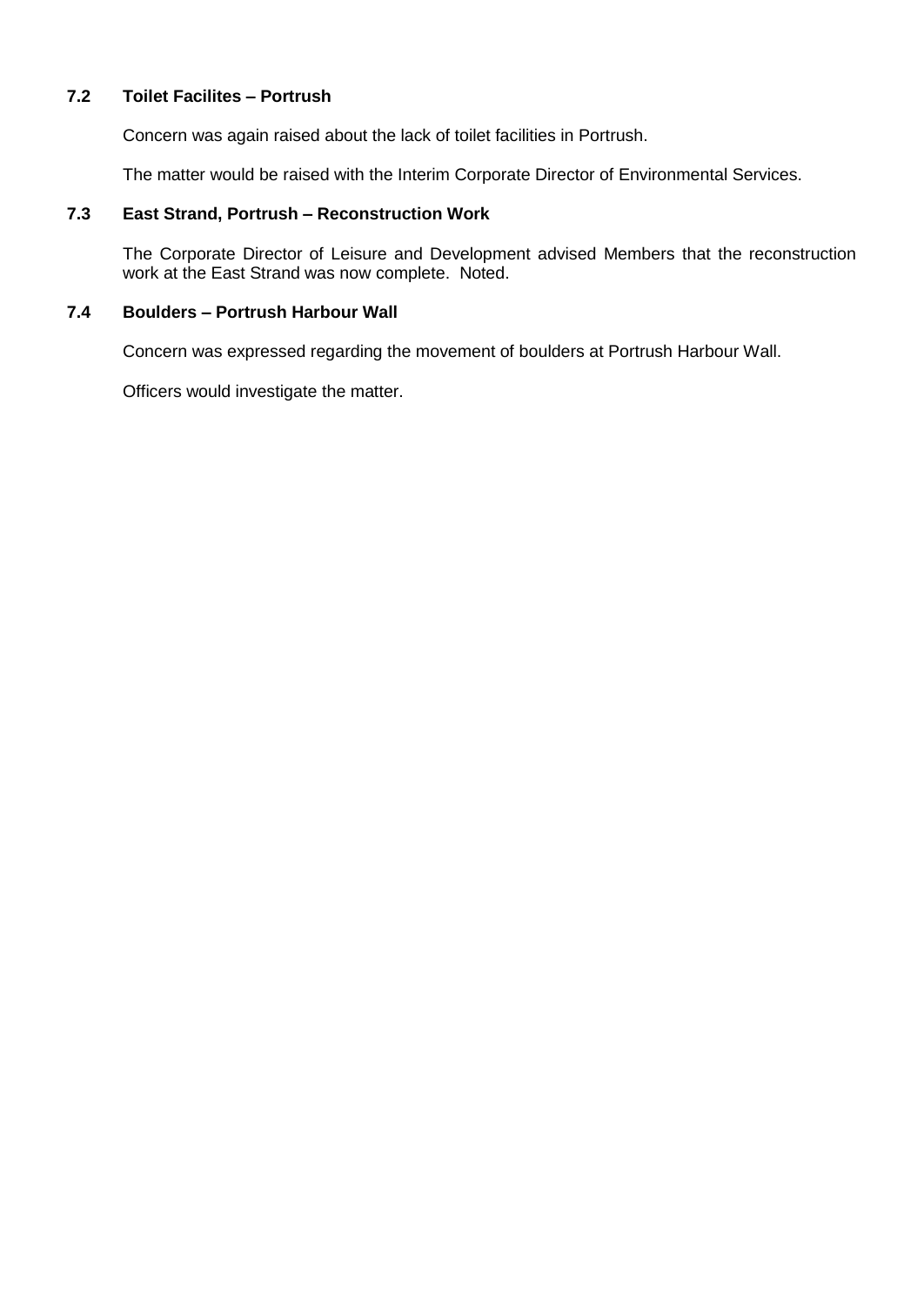### 7.2 Toilet Facilites – Portrush

Concern was again raised about the lack of toilet facilities in Portrush.

The matter would be raised with the Interim Corporate Director of Environmental Services.

### 7.3 East Strand, Portrush – Reconstruction Work

The Corporate Director of Leisure and Development advised Members that the reconstruction work at the East Strand was now complete. Noted.

### 7.4 Boulders – Portrush Harbour Wall

Concern was expressed regarding the movement of boulders at Portrush Harbour Wall.

Officers would investigate the matter.